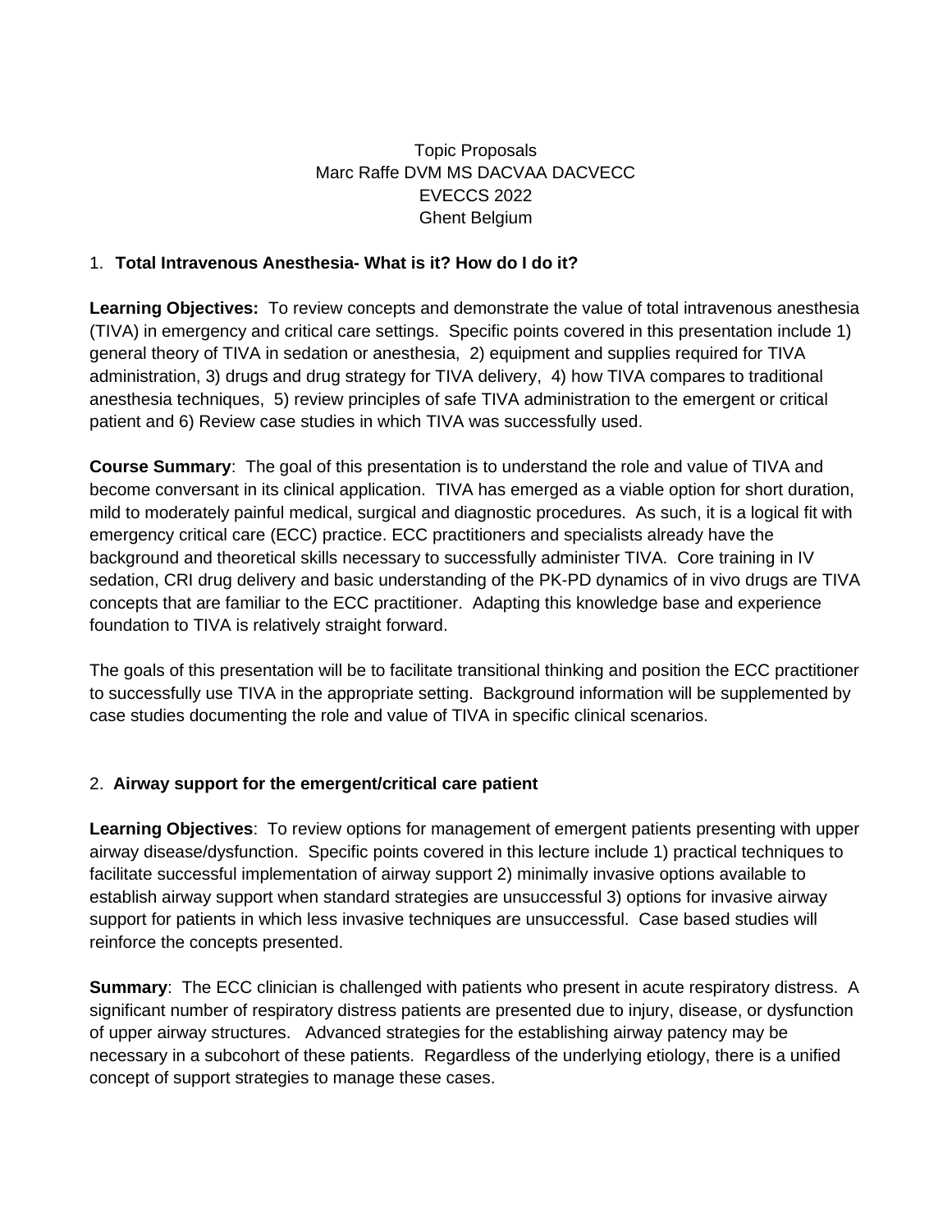Topic Proposals
Marc Raffe DVM MS DACVAA DACVECC
EVECCS 2022
Ghent Belgium

1. **Total Intravenous Anesthesia- What is it? How do I do it?**

**Learning Objectives:** To review concepts and demonstrate the value of total intravenous anesthesia (TIVA) in emergency and critical care settings. Specific points covered in this presentation include 1) general theory of TIVA in sedation or anesthesia, 2) equipment and supplies required for TIVA administration, 3) drugs and drug strategy for TIVA delivery, 4) how TIVA compares to traditional anesthesia techniques, 5) review principles of safe TIVA administration to the emergent or critical patient and 6) Review case studies in which TIVA was successfully used.

**Course Summary**: The goal of this presentation is to understand the role and value of TIVA and become conversant in its clinical application. TIVA has emerged as a viable option for short duration, mild to moderately painful medical, surgical and diagnostic procedures. As such, it is a logical fit with emergency critical care (ECC) practice. ECC practitioners and specialists already have the background and theoretical skills necessary to successfully administer TIVA. Core training in IV sedation, CRI drug delivery and basic understanding of the PK-PD dynamics of in vivo drugs are TIVA concepts that are familiar to the ECC practitioner. Adapting this knowledge base and experience foundation to TIVA is relatively straight forward.

The goals of this presentation will be to facilitate transitional thinking and position the ECC practitioner to successfully use TIVA in the appropriate setting. Background information will be supplemented by case studies documenting the role and value of TIVA in specific clinical scenarios.

2. **Airway support for the emergent/critical care patient**

**Learning Objectives**: To review options for management of emergent patients presenting with upper airway disease/dysfunction. Specific points covered in this lecture include 1) practical techniques to facilitate successful implementation of airway support 2) minimally invasive options available to establish airway support when standard strategies are unsuccessful 3) options for invasive airway support for patients in which less invasive techniques are unsuccessful. Case based studies will reinforce the concepts presented.

**Summary**: The ECC clinician is challenged with patients who present in acute respiratory distress. A significant number of respiratory distress patients are presented due to injury, disease, or dysfunction of upper airway structures. Advanced strategies for the establishing airway patency may be necessary in a subcohort of these patients. Regardless of the underlying etiology, there is a unified concept of support strategies to manage these cases.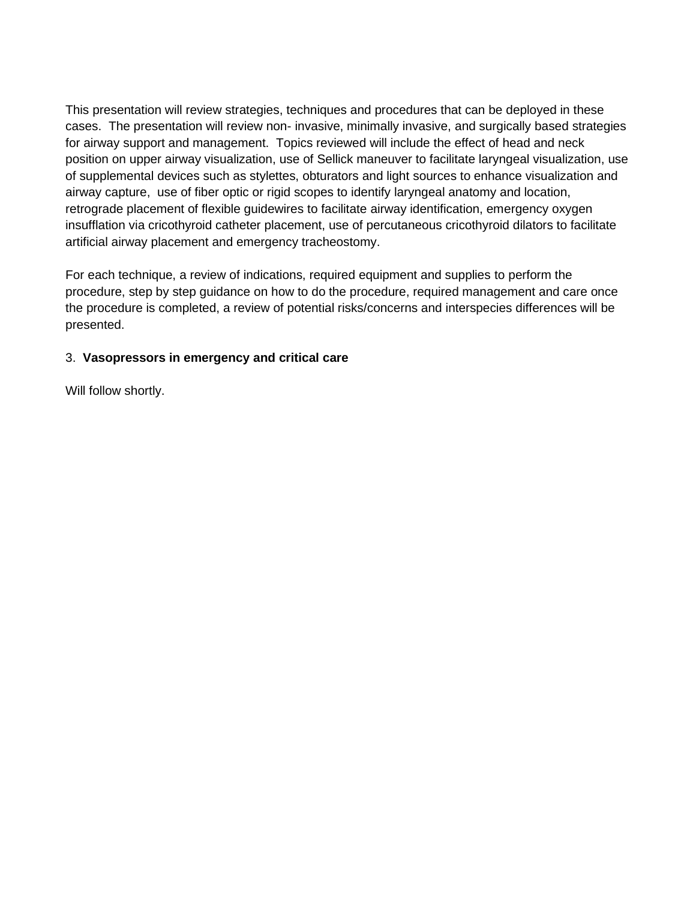This presentation will review strategies, techniques and procedures that can be deployed in these cases. The presentation will review non- invasive, minimally invasive, and surgically based strategies for airway support and management. Topics reviewed will include the effect of head and neck position on upper airway visualization, use of Sellick maneuver to facilitate laryngeal visualization, use of supplemental devices such as stylettes, obturators and light sources to enhance visualization and airway capture, use of fiber optic or rigid scopes to identify laryngeal anatomy and location, retrograde placement of flexible guidewires to facilitate airway identification, emergency oxygen insufflation via cricothyroid catheter placement, use of percutaneous cricothyroid dilators to facilitate artificial airway placement and emergency tracheostomy.

For each technique, a review of indications, required equipment and supplies to perform the procedure, step by step guidance on how to do the procedure, required management and care once the procedure is completed, a review of potential risks/concerns and interspecies differences will be presented.

3. **Vasopressors in emergency and critical care**

Will follow shortly.